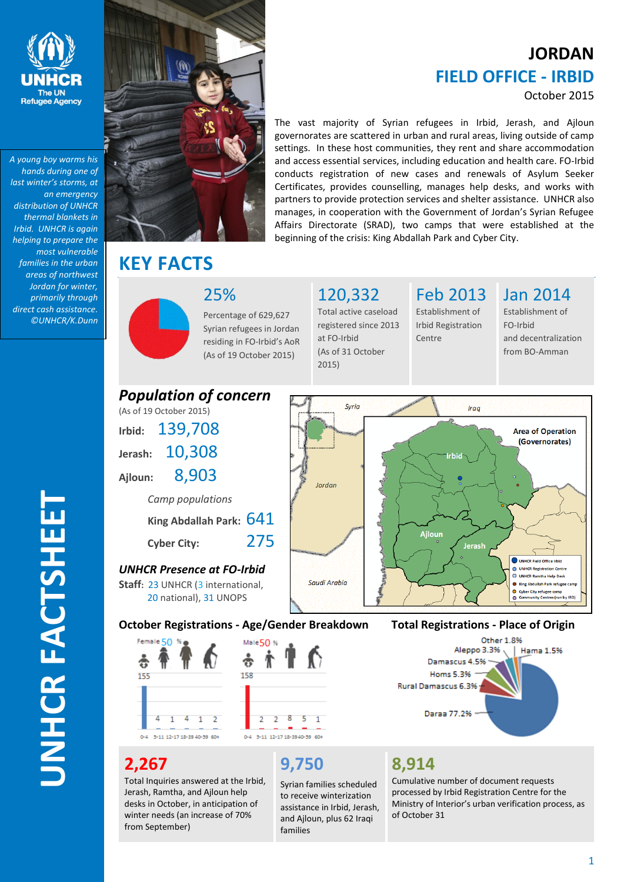# JORDAN

## FIELD OFFICE - IRBID

October 2015

*A young boy warms his hands during one of last winter's storms, at an emergency distribution of UNHCR thermal blankets in Irbid. UNHCR is again helping to prepare the most vulnerable families in the urban areas of northwest Jordan for winter, primarily through direct cash assistance. ©UNHCR/K.Dunn*

The vast majority of Syrian refugees in Irbid, Jerash, and Ajloun governorates are scattered in urban and rural areas, living outside of camp settings. In these host communities, they rent and share accommodation and access essential services, including education and health care. FO-Irbid conducts registration of new cases and renewals of Asylum Seeker Certificates, provides counselling, manages help desks, and works with partners to provide protection services and shelter assistance. UNHCR also manages, in cooperation with the Government of Jordan's Syrian Refugee Affairs Directorate (SRAD), two camps that were established at the beginning of the crisis: King Abdallah Park and Cyber City.

## KEY FACTS

**25%**
Percentage of 629,627 Syrian refugees in Jordan residing in FO-Irbid's AoR (As of 19 October 2015)

**120,332**
Total active caseload registered since 2013 at FO-Irbid (As of 31 October 2015)

**Feb 2013**
Establishment of Irbid Registration Centre

**Jan 2014**
Establishment of FO-Irbid and decentralization from BO-Amman

## *Population of concern*

(As of 19 October 2015)

**Irbid:** 139,708

**Jerash:** 10,308

**Ajloun:** 8,903

*Camp populations*

**King Abdallah Park:** 641

**Cyber City:** 275

### *UNHCR Presence at FO-Irbid*

**Staff:** 23 UNHCR (3 international, 20 national), 31 UNOPS

### October Registrations - Age/Gender Breakdown

| Age | Female | Male |
|---|---|---|
| 0-4 | 155 | 158 |
| 5-11 | 4 | 2 |
| 12-17 | 1 | 2 |
| 18-39 | 4 | 8 |
| 40-59 | 1 | 5 |
| 60+ | 2 | 1 |

### Total Registrations - Place of Origin

| Place of Origin | % |
|---|---|
| Daraa | 77.2% |
| Rural Damascus | 6.3% |
| Homs | 5.3% |
| Damascus | 4.5% |
| Aleppo | 3.3% |
| Other | 1.8% |
| Hama | 1.5% |

**2,267**
Total Inquiries answered at the Irbid, Jerash, Ramtha, and Ajloun help desks in October, in anticipation of winter needs (an increase of 70% from September)

**9,750**
Syrian families scheduled to receive winterization assistance in Irbid, Jerash, and Ajloun, plus 62 Iraqi families

**8,914**
Cumulative number of document requests processed by Irbid Registration Centre for the Ministry of Interior's urban verification process, as of October 31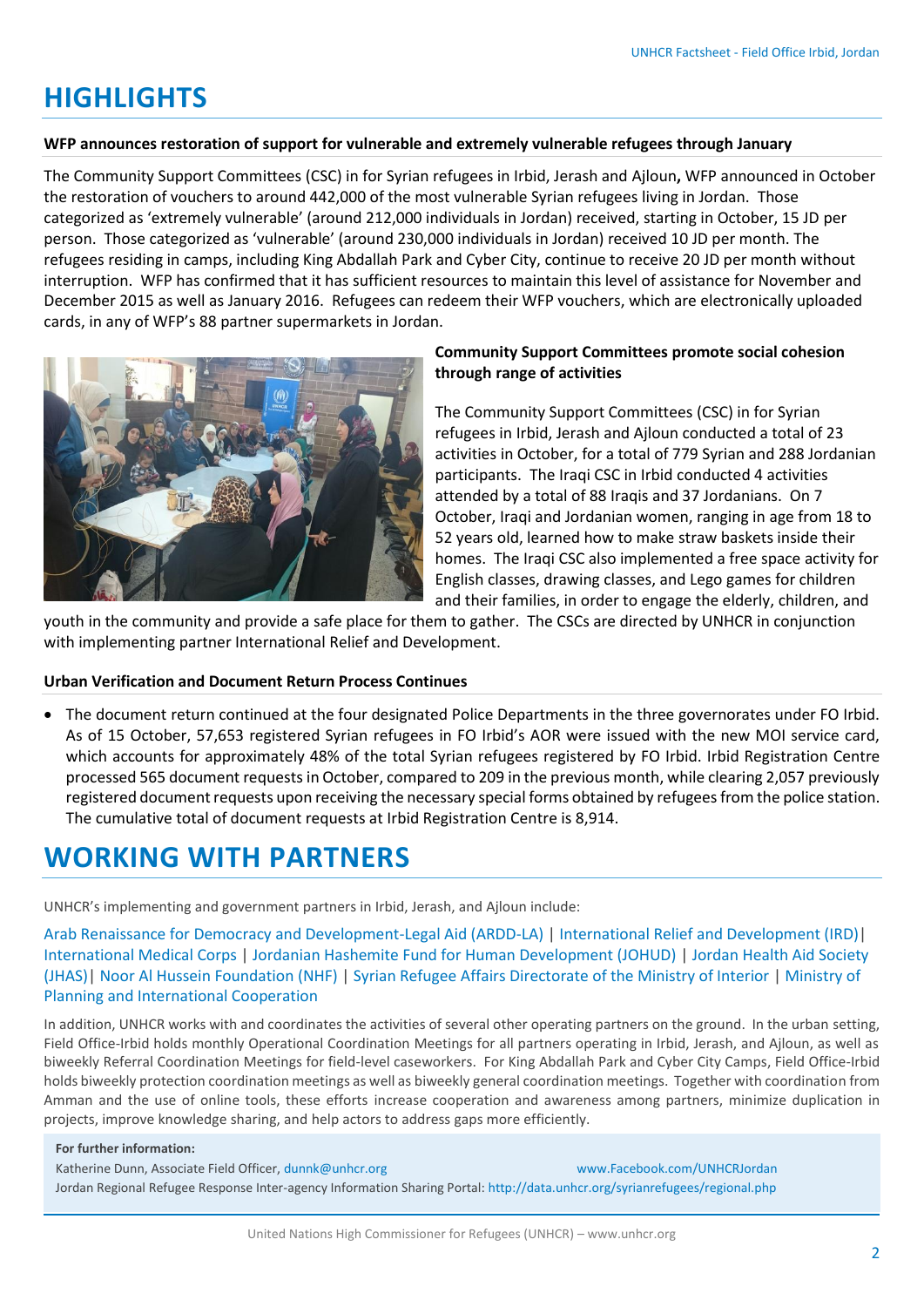# HIGHLIGHTS

**WFP announces restoration of support for vulnerable and extremely vulnerable refugees through January**

The Community Support Committees (CSC) in for Syrian refugees in Irbid, Jerash and Ajloun**,** WFP announced in October the restoration of vouchers to around 442,000 of the most vulnerable Syrian refugees living in Jordan. Those categorized as 'extremely vulnerable' (around 212,000 individuals in Jordan) received, starting in October, 15 JD per person. Those categorized as 'vulnerable' (around 230,000 individuals in Jordan) received 10 JD per month. The refugees residing in camps, including King Abdallah Park and Cyber City, continue to receive 20 JD per month without interruption. WFP has confirmed that it has sufficient resources to maintain this level of assistance for November and December 2015 as well as January 2016. Refugees can redeem their WFP vouchers, which are electronically uploaded cards, in any of WFP's 88 partner supermarkets in Jordan.

**Community Support Committees promote social cohesion through range of activities**

The Community Support Committees (CSC) in for Syrian refugees in Irbid, Jerash and Ajloun conducted a total of 23 activities in October, for a total of 779 Syrian and 288 Jordanian participants. The Iraqi CSC in Irbid conducted 4 activities attended by a total of 88 Iraqis and 37 Jordanians. On 7 October, Iraqi and Jordanian women, ranging in age from 18 to 52 years old, learned how to make straw baskets inside their homes. The Iraqi CSC also implemented a free space activity for English classes, drawing classes, and Lego games for children and their families, in order to engage the elderly, children, and youth in the community and provide a safe place for them to gather. The CSCs are directed by UNHCR in conjunction with implementing partner International Relief and Development.

**Urban Verification and Document Return Process Continues**

- The document return continued at the four designated Police Departments in the three governorates under FO Irbid. As of 15 October, 57,653 registered Syrian refugees in FO Irbid's AOR were issued with the new MOI service card, which accounts for approximately 48% of the total Syrian refugees registered by FO Irbid. Irbid Registration Centre processed 565 document requests in October, compared to 209 in the previous month, while clearing 2,057 previously registered document requests upon receiving the necessary special forms obtained by refugees from the police station. The cumulative total of document requests at Irbid Registration Centre is 8,914.

# WORKING WITH PARTNERS

UNHCR's implementing and government partners in Irbid, Jerash, and Ajloun include:

Arab Renaissance for Democracy and Development-Legal Aid (ARDD-LA) | International Relief and Development (IRD)| International Medical Corps | Jordanian Hashemite Fund for Human Development (JOHUD) | Jordan Health Aid Society (JHAS)| Noor Al Hussein Foundation (NHF) | Syrian Refugee Affairs Directorate of the Ministry of Interior | Ministry of Planning and International Cooperation

In addition, UNHCR works with and coordinates the activities of several other operating partners on the ground. In the urban setting, Field Office-Irbid holds monthly Operational Coordination Meetings for all partners operating in Irbid, Jerash, and Ajloun, as well as biweekly Referral Coordination Meetings for field-level caseworkers. For King Abdallah Park and Cyber City Camps, Field Office-Irbid holds biweekly protection coordination meetings as well as biweekly general coordination meetings. Together with coordination from Amman and the use of online tools, these efforts increase cooperation and awareness among partners, minimize duplication in projects, improve knowledge sharing, and help actors to address gaps more efficiently.

**For further information:**

Katherine Dunn, Associate Field Officer, dunnk@unhcr.org www.Facebook.com/UNHCRJordan

Jordan Regional Refugee Response Inter-agency Information Sharing Portal: http://data.unhcr.org/syrianrefugees/regional.php